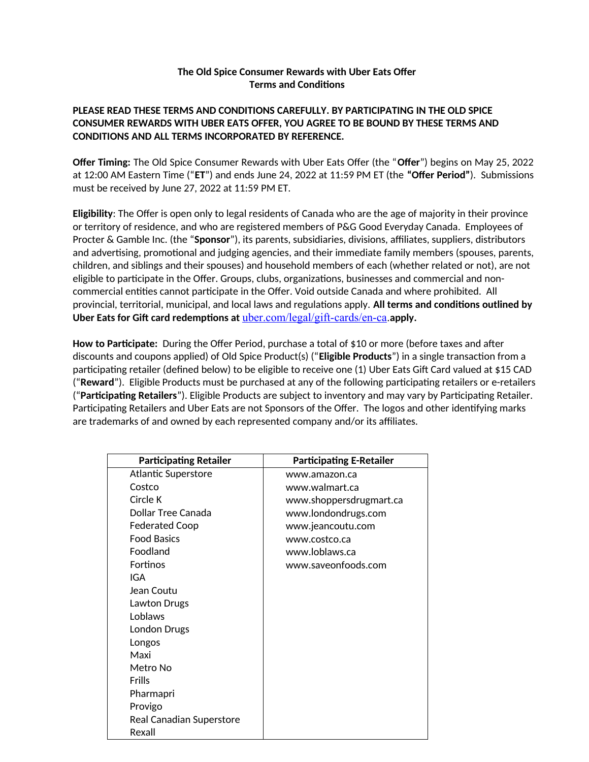**The Old Spice Consumer Rewards with Uber Eats Offer**
**Terms and Conditions**

**PLEASE READ THESE TERMS AND CONDITIONS CAREFULLY. BY PARTICIPATING IN THE OLD SPICE CONSUMER REWARDS WITH UBER EATS OFFER, YOU AGREE TO BE BOUND BY THESE TERMS AND CONDITIONS AND ALL TERMS INCORPORATED BY REFERENCE.**

**Offer Timing:** The Old Spice Consumer Rewards with Uber Eats Offer (the "**Offer**") begins on May 25, 2022 at 12:00 AM Eastern Time ("**ET**") and ends June 24, 2022 at 11:59 PM ET (the **"Offer Period"**). Submissions must be received by June 27, 2022 at 11:59 PM ET.

**Eligibility**: The Offer is open only to legal residents of Canada who are the age of majority in their province or territory of residence, and who are registered members of P&G Good Everyday Canada. Employees of Procter & Gamble Inc. (the "**Sponsor**"), its parents, subsidiaries, divisions, affiliates, suppliers, distributors and advertising, promotional and judging agencies, and their immediate family members (spouses, parents, children, and siblings and their spouses) and household members of each (whether related or not), are not eligible to participate in the Offer. Groups, clubs, organizations, businesses and commercial and non-commercial entities cannot participate in the Offer. Void outside Canada and where prohibited. All provincial, territorial, municipal, and local laws and regulations apply. **All terms and conditions outlined by Uber Eats for Gift card redemptions at** uber.com/legal/gift-cards/en-ca.**apply.**

**How to Participate:** During the Offer Period, purchase a total of $10 or more (before taxes and after discounts and coupons applied) of Old Spice Product(s) ("**Eligible Products**") in a single transaction from a participating retailer (defined below) to be eligible to receive one (1) Uber Eats Gift Card valued at $15 CAD ("**Reward**"). Eligible Products must be purchased at any of the following participating retailers or e-retailers ("**Participating Retailers**"). Eligible Products are subject to inventory and may vary by Participating Retailer. Participating Retailers and Uber Eats are not Sponsors of the Offer. The logos and other identifying marks are trademarks of and owned by each represented company and/or its affiliates.

| Participating Retailer | Participating E-Retailer |
|---|---|
| Atlantic Superstore | www.amazon.ca |
| Costco | www.walmart.ca |
| Circle K | www.shoppersdrugmart.ca |
| Dollar Tree Canada | www.londondrugs.com |
| Federated Coop | www.jeancoutu.com |
| Food Basics | www.costco.ca |
| Foodland | www.loblaws.ca |
| Fortinos | www.saveonfoods.com |
| IGA | |
| Jean Coutu | |
| Lawton Drugs | |
| Loblaws | |
| London Drugs | |
| Longos | |
| Maxi | |
| Metro No | |
| Frills | |
| Pharmapri | |
| Provigo | |
| Real Canadian Superstore | |
| Rexall | |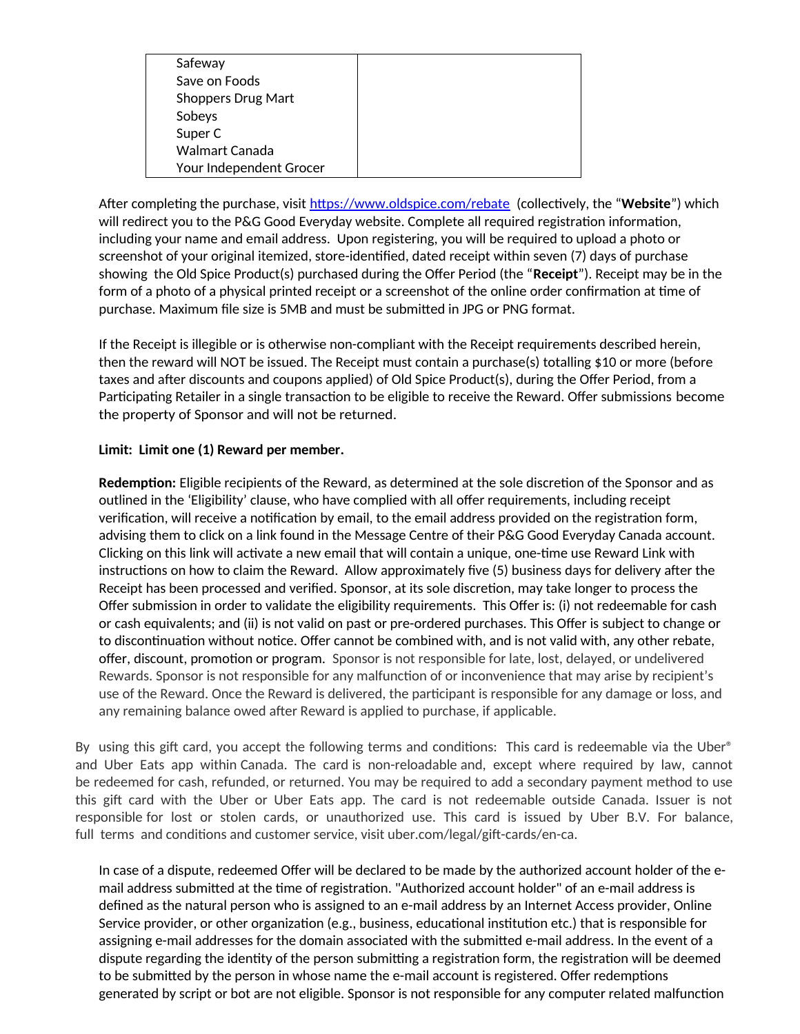| | |
|---|---|
| Safeway<br>Save on Foods<br>Shoppers Drug Mart<br>Sobeys<br>Super C<br>Walmart Canada<br>Your Independent Grocer | |

After completing the purchase, visit https://www.oldspice.com/rebate (collectively, the "**Website**") which will redirect you to the P&G Good Everyday website. Complete all required registration information, including your name and email address. Upon registering, you will be required to upload a photo or screenshot of your original itemized, store-identified, dated receipt within seven (7) days of purchase showing the Old Spice Product(s) purchased during the Offer Period (the "**Receipt**"). Receipt may be in the form of a photo of a physical printed receipt or a screenshot of the online order confirmation at time of purchase. Maximum file size is 5MB and must be submitted in JPG or PNG format.

If the Receipt is illegible or is otherwise non-compliant with the Receipt requirements described herein, then the reward will NOT be issued. The Receipt must contain a purchase(s) totalling $10 or more (before taxes and after discounts and coupons applied) of Old Spice Product(s), during the Offer Period, from a Participating Retailer in a single transaction to be eligible to receive the Reward. Offer submissions become the property of Sponsor and will not be returned.

**Limit: Limit one (1) Reward per member.**

**Redemption:** Eligible recipients of the Reward, as determined at the sole discretion of the Sponsor and as outlined in the 'Eligibility' clause, who have complied with all offer requirements, including receipt verification, will receive a notification by email, to the email address provided on the registration form, advising them to click on a link found in the Message Centre of their P&G Good Everyday Canada account. Clicking on this link will activate a new email that will contain a unique, one-time use Reward Link with instructions on how to claim the Reward. Allow approximately five (5) business days for delivery after the Receipt has been processed and verified. Sponsor, at its sole discretion, may take longer to process the Offer submission in order to validate the eligibility requirements. This Offer is: (i) not redeemable for cash or cash equivalents; and (ii) is not valid on past or pre-ordered purchases. This Offer is subject to change or to discontinuation without notice. Offer cannot be combined with, and is not valid with, any other rebate, offer, discount, promotion or program. Sponsor is not responsible for late, lost, delayed, or undelivered Rewards. Sponsor is not responsible for any malfunction of or inconvenience that may arise by recipient's use of the Reward. Once the Reward is delivered, the participant is responsible for any damage or loss, and any remaining balance owed after Reward is applied to purchase, if applicable.

By using this gift card, you accept the following terms and conditions: This card is redeemable via the Uber® and Uber Eats app within Canada. The card is non-reloadable and, except where required by law, cannot be redeemed for cash, refunded, or returned. You may be required to add a secondary payment method to use this gift card with the Uber or Uber Eats app. The card is not redeemable outside Canada. Issuer is not responsible for lost or stolen cards, or unauthorized use. This card is issued by Uber B.V. For balance, full terms and conditions and customer service, visit uber.com/legal/gift-cards/en-ca.

In case of a dispute, redeemed Offer will be declared to be made by the authorized account holder of the e-mail address submitted at the time of registration. "Authorized account holder" of an e-mail address is defined as the natural person who is assigned to an e-mail address by an Internet Access provider, Online Service provider, or other organization (e.g., business, educational institution etc.) that is responsible for assigning e-mail addresses for the domain associated with the submitted e-mail address. In the event of a dispute regarding the identity of the person submitting a registration form, the registration will be deemed to be submitted by the person in whose name the e-mail account is registered. Offer redemptions generated by script or bot are not eligible. Sponsor is not responsible for any computer related malfunction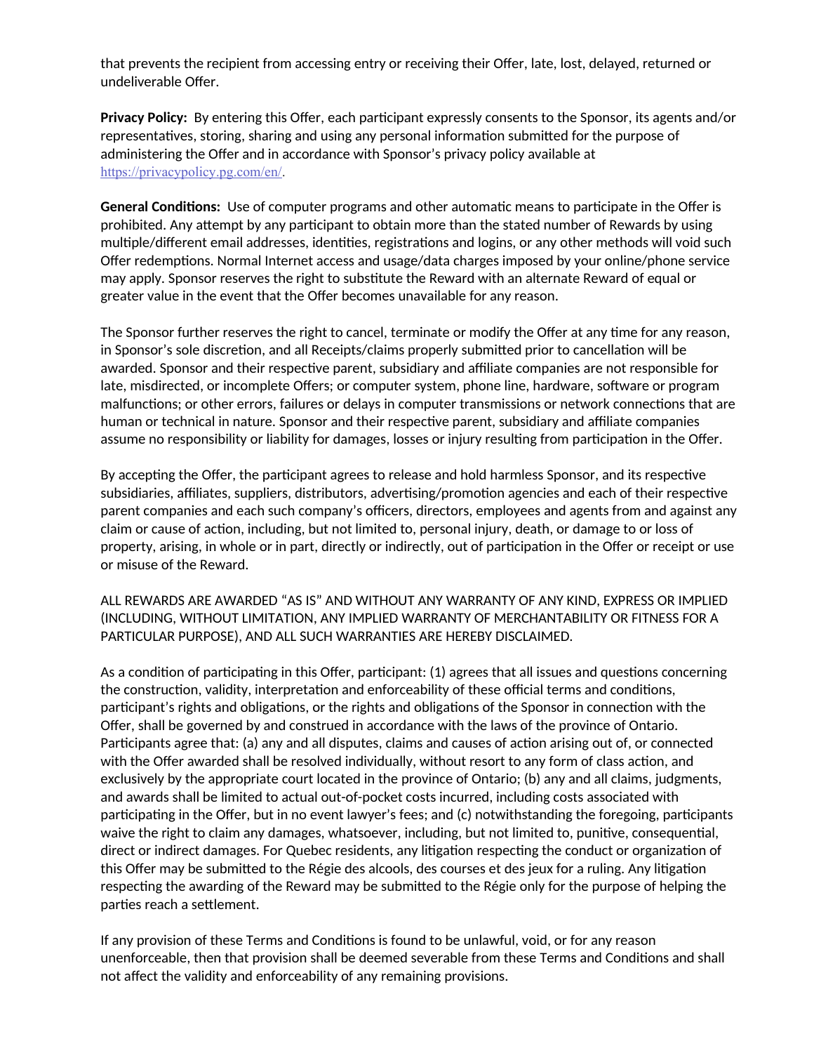that prevents the recipient from accessing entry or receiving their Offer, late, lost, delayed, returned or undeliverable Offer.

**Privacy Policy:** By entering this Offer, each participant expressly consents to the Sponsor, its agents and/or representatives, storing, sharing and using any personal information submitted for the purpose of administering the Offer and in accordance with Sponsor's privacy policy available at https://privacypolicy.pg.com/en/.

**General Conditions:** Use of computer programs and other automatic means to participate in the Offer is prohibited. Any attempt by any participant to obtain more than the stated number of Rewards by using multiple/different email addresses, identities, registrations and logins, or any other methods will void such Offer redemptions. Normal Internet access and usage/data charges imposed by your online/phone service may apply. Sponsor reserves the right to substitute the Reward with an alternate Reward of equal or greater value in the event that the Offer becomes unavailable for any reason.

The Sponsor further reserves the right to cancel, terminate or modify the Offer at any time for any reason, in Sponsor's sole discretion, and all Receipts/claims properly submitted prior to cancellation will be awarded. Sponsor and their respective parent, subsidiary and affiliate companies are not responsible for late, misdirected, or incomplete Offers; or computer system, phone line, hardware, software or program malfunctions; or other errors, failures or delays in computer transmissions or network connections that are human or technical in nature. Sponsor and their respective parent, subsidiary and affiliate companies assume no responsibility or liability for damages, losses or injury resulting from participation in the Offer.

By accepting the Offer, the participant agrees to release and hold harmless Sponsor, and its respective subsidiaries, affiliates, suppliers, distributors, advertising/promotion agencies and each of their respective parent companies and each such company's officers, directors, employees and agents from and against any claim or cause of action, including, but not limited to, personal injury, death, or damage to or loss of property, arising, in whole or in part, directly or indirectly, out of participation in the Offer or receipt or use or misuse of the Reward.

ALL REWARDS ARE AWARDED "AS IS" AND WITHOUT ANY WARRANTY OF ANY KIND, EXPRESS OR IMPLIED (INCLUDING, WITHOUT LIMITATION, ANY IMPLIED WARRANTY OF MERCHANTABILITY OR FITNESS FOR A PARTICULAR PURPOSE), AND ALL SUCH WARRANTIES ARE HEREBY DISCLAIMED.

As a condition of participating in this Offer, participant: (1) agrees that all issues and questions concerning the construction, validity, interpretation and enforceability of these official terms and conditions, participant's rights and obligations, or the rights and obligations of the Sponsor in connection with the Offer, shall be governed by and construed in accordance with the laws of the province of Ontario. Participants agree that: (a) any and all disputes, claims and causes of action arising out of, or connected with the Offer awarded shall be resolved individually, without resort to any form of class action, and exclusively by the appropriate court located in the province of Ontario; (b) any and all claims, judgments, and awards shall be limited to actual out-of-pocket costs incurred, including costs associated with participating in the Offer, but in no event lawyer's fees; and (c) notwithstanding the foregoing, participants waive the right to claim any damages, whatsoever, including, but not limited to, punitive, consequential, direct or indirect damages. For Quebec residents, any litigation respecting the conduct or organization of this Offer may be submitted to the Régie des alcools, des courses et des jeux for a ruling. Any litigation respecting the awarding of the Reward may be submitted to the Régie only for the purpose of helping the parties reach a settlement.

If any provision of these Terms and Conditions is found to be unlawful, void, or for any reason unenforceable, then that provision shall be deemed severable from these Terms and Conditions and shall not affect the validity and enforceability of any remaining provisions.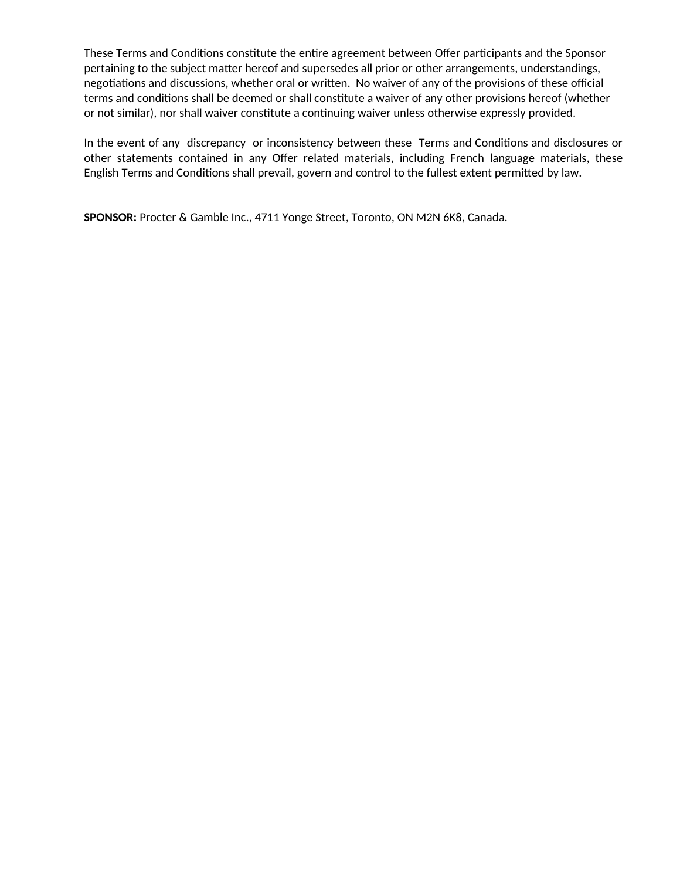These Terms and Conditions constitute the entire agreement between Offer participants and the Sponsor pertaining to the subject matter hereof and supersedes all prior or other arrangements, understandings, negotiations and discussions, whether oral or written. No waiver of any of the provisions of these official terms and conditions shall be deemed or shall constitute a waiver of any other provisions hereof (whether or not similar), nor shall waiver constitute a continuing waiver unless otherwise expressly provided.

In the event of any discrepancy or inconsistency between these Terms and Conditions and disclosures or other statements contained in any Offer related materials, including French language materials, these English Terms and Conditions shall prevail, govern and control to the fullest extent permitted by law.

**SPONSOR:** Procter & Gamble Inc., 4711 Yonge Street, Toronto, ON M2N 6K8, Canada.